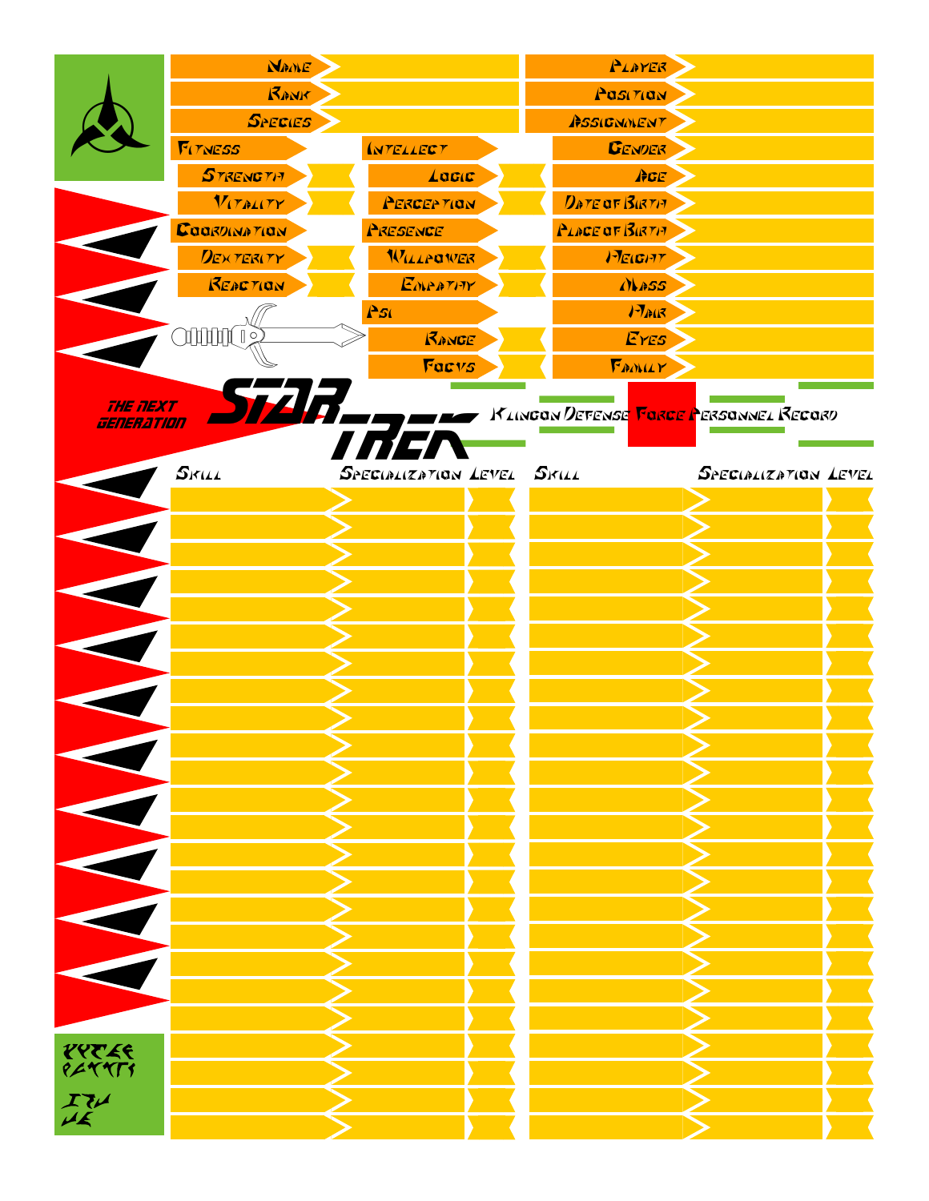# Star Trek: The Next Generation

## Klingon Defense Force Personnel Record

| | | | |
|---|---|---|---|
| Name | | Player | |
| Rank | | Position | |
| Species | | Assignment | |

| | | | | | |
|---|---|---|---|---|---|
| Fitness | | Intellect | | Gender | |
| Strength | | Logic | | Age | |
| Vitality | | Perception | | Date of Birth | |
| Coordination | | Presence | | Place of Birth | |
| Dexterity | | Willpower | | Height | |
| Reaction | | Empathy | | Mass | |
| | | Psi | | Hair | |
| | | Range | | Eyes | |
| | | Focus | | Family | |

| Skill | Specialization | Level | Skill | Specialization | Level |
|---|---|---|---|---|---|
| | | | | | |
| | | | | | |
| | | | | | |
| | | | | | |
| | | | | | |
| | | | | | |
| | | | | | |
| | | | | | |
| | | | | | |
| | | | | | |
| | | | | | |
| | | | | | |
| | | | | | |
| | | | | | |
| | | | | | |
| | | | | | |
| | | | | | |
| | | | | | |
| | | | | | |
| | | | | | |
| | | | | | |
| | | | | | |
| | | | | | |
| | | | | | |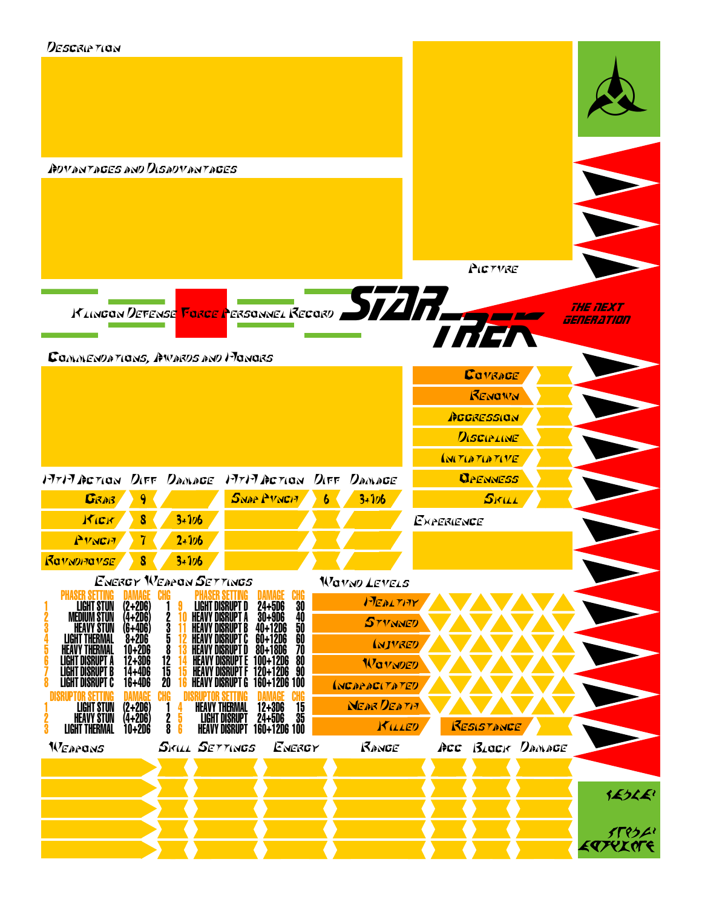## Description

## Advantages and Disadvantages

Picture

## Klingon Defense Force Personnel Record

STAR TREK THE NEXT GENERATION

## Commendations, Awards and Honors

| | |
|---|---|
| Courage | |
| Renown | |
| Aggression | |
| Discipline | |
| Initiative | |
| Openness | |
| Skill | |

Experience

| HtH Action | Diff | Damage | HtH Action | Diff | Damage |
|---|---|---|---|---|---|
| Grab | 9 | | Snap Punch | 6 | 3+1D6 |
| Kick | 8 | 3+1D6 | | | |
| Punch | 7 | 2+1D6 | | | |
| Roundhouse | 8 | 3+1D6 | | | |

## Energy Weapon Settings

| | Phaser Setting | Damage | CHG | | Phaser Setting | Damage | CHG |
|---|---|---|---|---|---|---|---|
| 1 | Light Stun | (2+2D6) | 1 | 9 | Light Disrupt D | 24+5D6 | 30 |
| 2 | Medium Stun | (4+2D6) | 2 | 10 | Heavy Disrupt A | 30+9D6 | 40 |
| 3 | Heavy Stun | (6+4D6) | 3 | 11 | Heavy Disrupt B | 40+12D6 | 50 |
| 4 | Light Thermal | 8+2D6 | 5 | 12 | Heavy Disrupt C | 60+12D6 | 60 |
| 5 | Heavy Thermal | 10+2D6 | 8 | 13 | Heavy Disrupt D | 80+18D6 | 70 |
| 6 | Light Disrupt A | 12+3D6 | 12 | 14 | Heavy Disrupt E | 100+12D6 | 80 |
| 7 | Light Disrupt B | 14+4D6 | 15 | 15 | Heavy Disrupt F | 120+12D6 | 90 |
| 8 | Light Disrupt C | 16+4D6 | 20 | 16 | Heavy Disrupt G | 160+12D6 | 100 |

| | Disruptor Setting | Damage | CHG | | Disruptor Setting | Damage | CHG |
|---|---|---|---|---|---|---|---|
| 1 | Light Stun | (2+2D6) | 1 | 4 | Heavy Thermal | 12+3D6 | 15 |
| 2 | Heavy Stun | (4+2D6) | 2 | 5 | Light Disrupt | 24+5D6 | 35 |
| 3 | Light Thermal | 10+2D6 | 8 | 6 | Heavy Disrupt | 160+12D6 | 100 |

## Wound Levels

- Healthy
- Stunned
- Injured
- Wounded
- Incapacitated
- Near Death
- Killed

Resistance

| Weapons | Skill | Settings | Energy | Range | Acc | Block | Damage |
|---|---|---|---|---|---|---|---|
| | | | | | | | |
| | | | | | | | |
| | | | | | | | |
| | | | | | | | |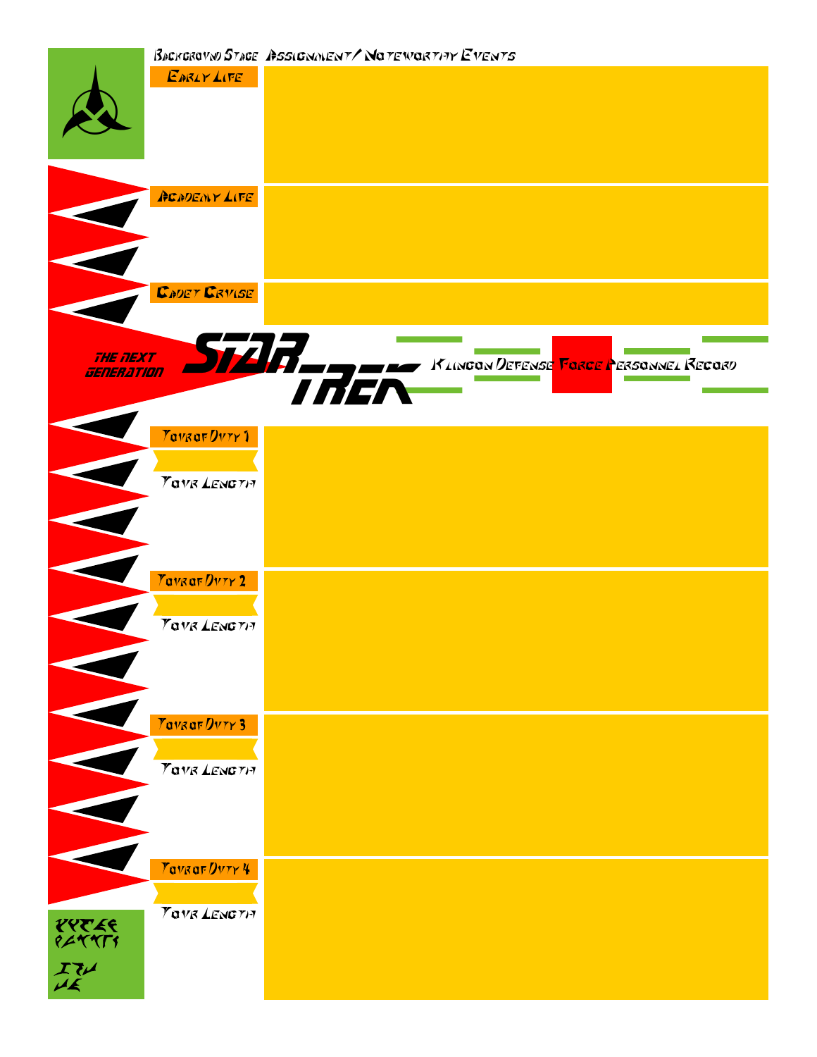# Star Trek: The Next Generation

## Klingon Defense Force Personnel Record

| Background Stage | Assignment/ Noteworthy Events |
|---|---|
| Early Life | |
| Academy Life | |
| Cadet Cruise | |
| Tour of Duty 1<br>Tour Length | |
| Tour of Duty 2<br>Tour Length | |
| Tour of Duty 3<br>Tour Length | |
| Tour of Duty 4<br>Tour Length | |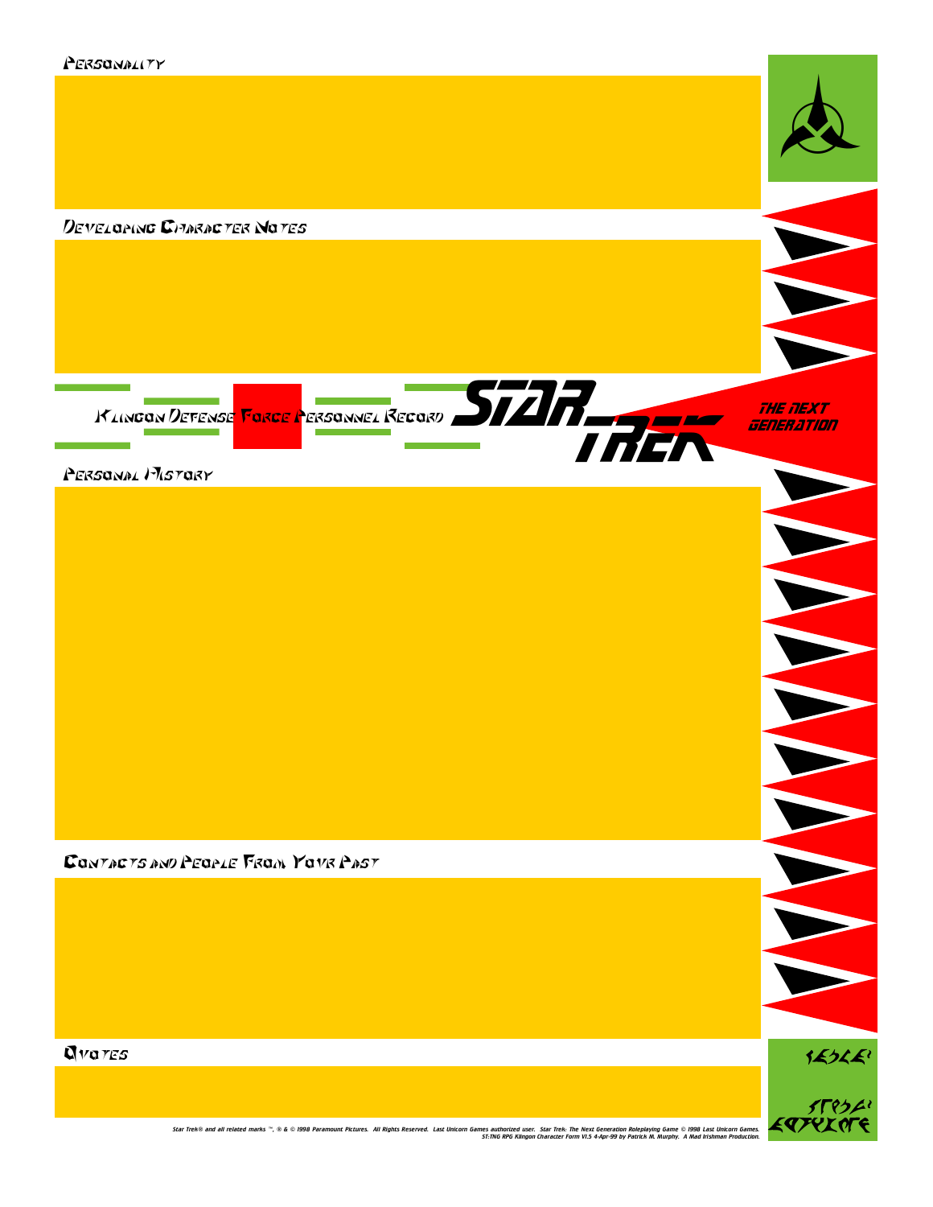## Personality

## Developing Character Notes

Klingon Defense Force Personnel Record

STAR TREK THE NEXT GENERATION

## Personal History

## Contacts and People From Your Past

## Quotes

*Star Trek® and all related marks ™, ® & © 1998 Paramount Pictures. All Rights Reserved. Last Unicorn Games authorized user. Star Trek: The Next Generation Roleplaying Game © 1998 Last Unicorn Games.*
*ST:TNG RPG Klingon Character Form V1.5 4-Apr-99 by Patrick M. Murphy. A Mad Irishman Production.*